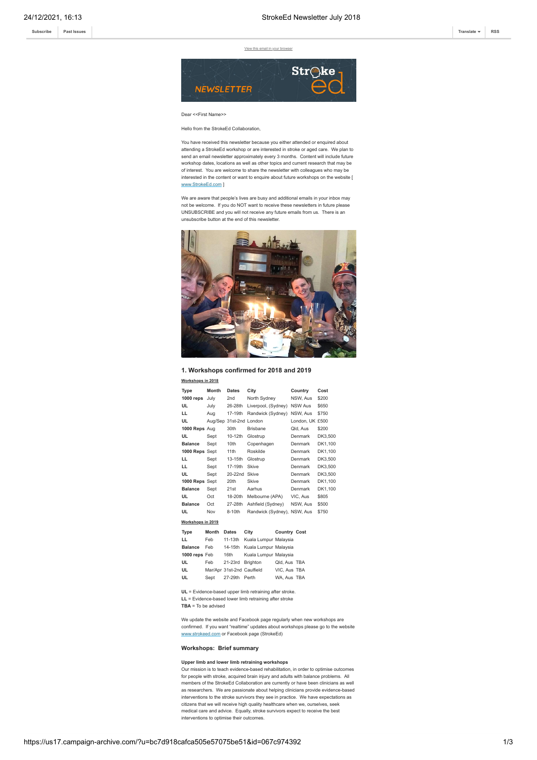View this email in your browser

Dear <<First Name>>

Hello from the StrokeEd Collaboration,

You have received this newsletter because you either attended or enquired about attending a StrokeEd workshop or are interested in stroke or aged care. We plan to send an email newsletter approximately every 3 months. Content will include future workshop dates, locations as well as other topics and current research that may be of interest. You are welcome to share the newsletter with colleagues who may be interested in the content or want to enquire about future workshops on the website [ www.StrokeEd.com ]

We are aware that people's lives are busy and additional emails in your inbox may not be welcome. If you do NOT want to receive these newsletters in future please UNSUBSCRIBE and you will not receive any future emails from us. There is an unsubscribe button at the end of this newsletter.

## 1. Workshops confirmed for 2018 and 2019

**Workshops in 2018**

| Type | Month | Dates | City | Country | Cost |
|---|---|---|---|---|---|
| **1000 reps** | July | 2nd | North Sydney | NSW, Aus | $200 |
| **UL** | July | 26-28th | Liverpool, (Sydney) | NSW Aus | $650 |
| **LL** | Aug | 17-19th | Randwick (Sydney) | NSW, Aus | $750 |
| **UL** | Aug/Sep | 31st-2nd | London | London, UK | £500 |
| **1000 Reps** | Aug | 30th | Brisbane | Qld, Aus | $200 |
| **UL** | Sept | 10-12th | Glostrup | Denmark | DK3,500 |
| **Balance** | Sept | 10th | Copenhagen | Denmark | DK1,100 |
| **1000 Reps** | Sept | 11th | Roskilde | Denmark | DK1,100 |
| **LL** | Sept | 13-15th | Glostrup | Denmark | DK3,500 |
| **LL** | Sept | 17-19th | Skive | Denmark | DK3,500 |
| **UL** | Sept | 20-22nd | Skive | Denmark | DK3,500 |
| **1000 Reps** | Sept | 20th | Skive | Denmark | DK1,100 |
| **Balance** | Sept | 21st | Aarhus | Denmark | DK1,100 |
| **UL** | Oct | 18-20th | Melbourne (APA) | VIC, Aus | $805 |
| **Balance** | Oct | 27-28th | Ashfield (Sydney) | NSW, Aus | $500 |
| **UL** | Nov | 8-10th | Randwick (Sydney), | NSW, Aus | $750 |

**Workshops in 2019**

| Type | Month | Dates | City | Country | Cost |
|---|---|---|---|---|---|
| **LL** | Feb | 11-13th | Kuala Lumpur | Malaysia | |
| **Balance** | Feb | 14-15th | Kuala Lumpur | Malaysia | |
| **1000 reps** | Feb | 16th | Kuala Lumpur | Malaysia | |
| **UL** | Feb | 21-23rd | Brighton | Qld, Aus | TBA |
| **UL** | Mar/Apr | 31st-2nd | Caulfield | VIC, Aus | TBA |
| **UL** | Sept | 27-29th | Perth | WA, Aus | TBA |

**UL** = Evidence-based upper limb retraining after stroke.
**LL** = Evidence-based lower limb retraining after stroke
**TBA** = To be advised

We update the website and Facebook page regularly when new workshops are confirmed. If you want "realtime" updates about workshops please go to the website www.strokeed.com or Facebook page (StrokeEd)

### Workshops: Brief summary

**Upper limb and lower limb retraining workshops**

Our mission is to teach evidence-based rehabilitation, in order to optimise outcomes for people with stroke, acquired brain injury and adults with balance problems. All members of the StrokeEd Collaboration are currently or have been clinicians as well as researchers. We are passionate about helping clinicians provide evidence-based interventions to the stroke survivors they see in practice. We have expectations as citizens that we will receive high quality healthcare when we, ourselves, seek medical care and advice. Equally, stroke survivors expect to receive the best interventions to optimise their outcomes.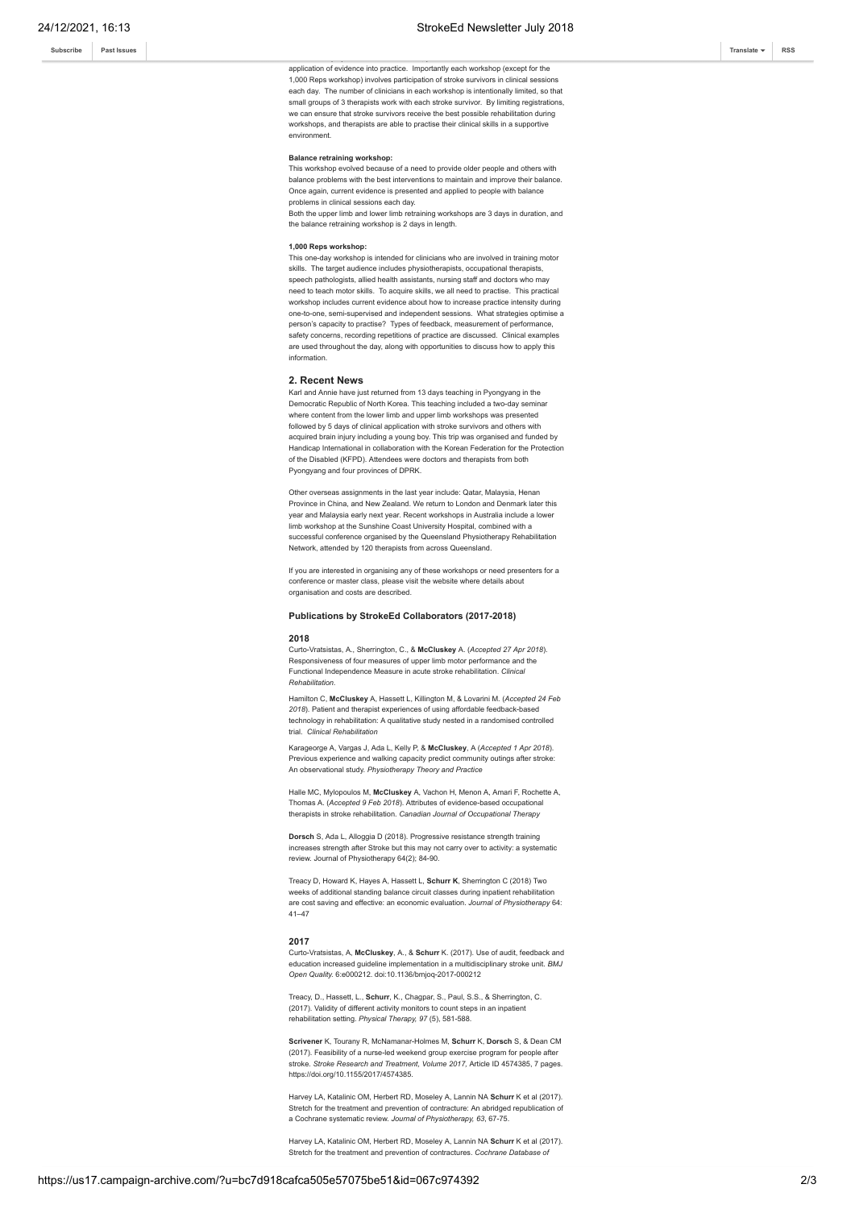application of evidence into practice. Importantly each workshop (except for the 1,000 Reps workshop) involves participation of stroke survivors in clinical sessions each day. The number of clinicians in each workshop is intentionally limited, so that small groups of 3 therapists work with each stroke survivor. By limiting registrations, we can ensure that stroke survivors receive the best possible rehabilitation during workshops, and therapists are able to practise their clinical skills in a supportive environment.

**Balance retraining workshop:**
This workshop evolved because of a need to provide older people and others with balance problems with the best interventions to maintain and improve their balance. Once again, current evidence is presented and applied to people with balance problems in clinical sessions each day.
Both the upper limb and lower limb retraining workshops are 3 days in duration, and the balance retraining workshop is 2 days in length.

**1,000 Reps workshop:**
This one-day workshop is intended for clinicians who are involved in training motor skills. The target audience includes physiotherapists, occupational therapists, speech pathologists, allied health assistants, nursing staff and doctors who may need to teach motor skills. To acquire skills, we all need to practise. This practical workshop includes current evidence about how to increase practice intensity during one-to-one, semi-supervised and independent sessions. What strategies optimise a person's capacity to practise? Types of feedback, measurement of performance, safety concerns, recording repetitions of practice are discussed. Clinical examples are used throughout the day, along with opportunities to discuss how to apply this information.

## 2. Recent News

Karl and Annie have just returned from 13 days teaching in Pyongyang in the Democratic Republic of North Korea. This teaching included a two-day seminar where content from the lower limb and upper limb workshops was presented followed by 5 days of clinical application with stroke survivors and others with acquired brain injury including a young boy. This trip was organised and funded by Handicap International in collaboration with the Korean Federation for the Protection of the Disabled (KFPD). Attendees were doctors and therapists from both Pyongyang and four provinces of DPRK.

Other overseas assignments in the last year include: Qatar, Malaysia, Henan Province in China, and New Zealand. We return to London and Denmark later this year and Malaysia early next year. Recent workshops in Australia include a lower limb workshop at the Sunshine Coast University Hospital, combined with a successful conference organised by the Queensland Physiotherapy Rehabilitation Network, attended by 120 therapists from across Queensland.

If you are interested in organising any of these workshops or need presenters for a conference or master class, please visit the website where details about organisation and costs are described.

### Publications by StrokeEd Collaborators (2017-2018)

#### 2018

Curto-Vratsistas, A., Sherrington, C., & **McCluskey** A. (*Accepted 27 Apr 2018*). Responsiveness of four measures of upper limb motor performance and the Functional Independence Measure in acute stroke rehabilitation. *Clinical Rehabilitation*.

Hamilton C, **McCluskey** A, Hassett L, Killington M, & Lovarini M. (*Accepted 24 Feb 2018*). Patient and therapist experiences of using affordable feedback-based technology in rehabilitation: A qualitative study nested in a randomised controlled trial. *Clinical Rehabilitation*

Karageorge A, Vargas J, Ada L, Kelly P, & **McCluskey**, A (*Accepted 1 Apr 2018*). Previous experience and walking capacity predict community outings after stroke: An observational study. *Physiotherapy Theory and Practice*

Halle MC, Mylopoulos M, **McCluskey** A, Vachon H, Menon A, Amari F, Rochette A, Thomas A. (*Accepted 9 Feb 2018*). Attributes of evidence-based occupational therapists in stroke rehabilitation. *Canadian Journal of Occupational Therapy*

**Dorsch** S, Ada L, Alloggia D (2018). Progressive resistance strength training increases strength after Stroke but this may not carry over to activity: a systematic review. Journal of Physiotherapy 64(2); 84-90.

Treacy D, Howard K, Hayes A, Hassett L, **Schurr K**, Sherrington C (2018) Two weeks of additional standing balance circuit classes during inpatient rehabilitation are cost saving and effective: an economic evaluation. *Journal of Physiotherapy* 64: 41–47

#### 2017

Curto-Vratsistas, A, **McCluskey**, A., & **Schurr** K. (2017). Use of audit, feedback and education increased guideline implementation in a multidisciplinary stroke unit. *BMJ Open Quality*. 6:e000212. doi:10.1136/bmjoq-2017-000212

Treacy, D., Hassett, L., **Schurr**, K., Chagpar, S., Paul, S.S., & Sherrington, C. (2017). Validity of different activity monitors to count steps in an inpatient rehabilitation setting. *Physical Therapy, 97* (5), 581-588.

**Scrivener** K, Tourany R, McNamanar-Holmes M, **Schurr** K, **Dorsch** S, & Dean CM (2017). Feasibility of a nurse-led weekend group exercise program for people after stroke. *Stroke Research and Treatment, Volume 2017*, Article ID 4574385, 7 pages. https://doi.org/10.1155/2017/4574385.

Harvey LA, Katalinic OM, Herbert RD, Moseley A, Lannin NA **Schurr** K et al (2017). Stretch for the treatment and prevention of contracture: An abridged republication of a Cochrane systematic review. *Journal of Physiotherapy, 63*, 67-75.

Harvey LA, Katalinic OM, Herbert RD, Moseley A, Lannin NA **Schurr** K et al (2017). Stretch for the treatment and prevention of contractures. *Cochrane Database of*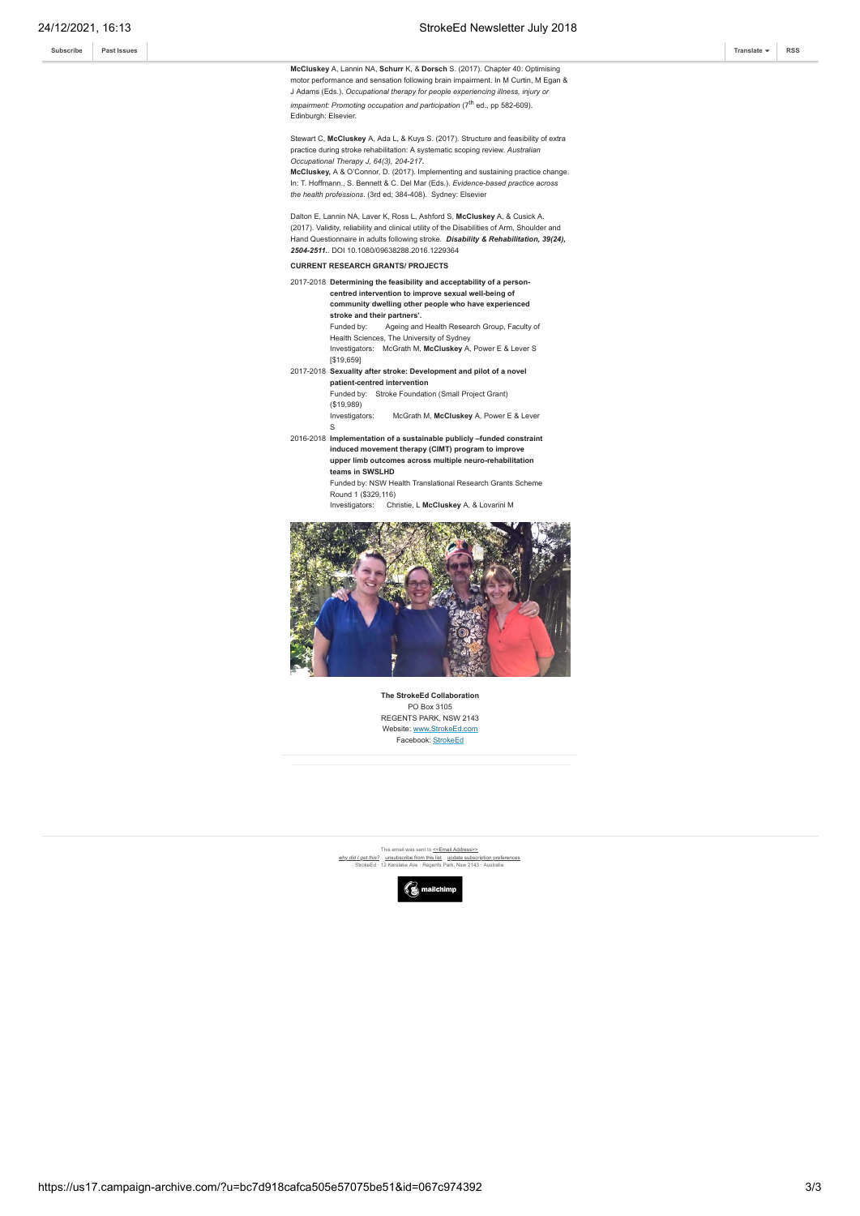**McCluskey** A, Lannin NA, **Schurr** K, & **Dorsch** S. (2017). Chapter 40: Optimising motor performance and sensation following brain impairment. In M Curtin, M Egan & J Adams (Eds.). *Occupational therapy for people experiencing illness, injury or impairment: Promoting occupation and participation* (7th ed., pp 582-609). Edinburgh: Elsevier.

Stewart C, **McCluskey** A, Ada L, & Kuys S. (2017). Structure and feasibility of extra practice during stroke rehabilitation: A systematic scoping review. *Australian Occupational Therapy J, 64(3), 204-217.*

**McCluskey,** A & O'Connor, D. (2017). Implementing and sustaining practice change. In: T. Hoffmann., S. Bennett & C. Del Mar (Eds.). *Evidence-based practice across the health professions*. (3rd ed; 384-408). Sydney: Elsevier

Dalton E, Lannin NA, Laver K, Ross L, Ashford S, **McCluskey** A, & Cusick A. (2017). Validity, reliability and clinical utility of the Disabilities of Arm, Shoulder and Hand Questionnaire in adults following stroke. ***Disability & Rehabilitation, 39(24), 2504-2511.*** DOI 10.1080/09638288.2016.1229364

**CURRENT RESEARCH GRANTS/ PROJECTS**

2017-2018 **Determining the feasibility and acceptability of a person-centred intervention to improve sexual well-being of community dwelling other people who have experienced stroke and their partners'.**
Funded by: Ageing and Health Research Group, Faculty of Health Sciences, The University of Sydney
Investigators: McGrath M, **McCluskey** A, Power E & Lever S
[$19,659]

2017-2018 **Sexuality after stroke: Development and pilot of a novel patient-centred intervention**
Funded by: Stroke Foundation (Small Project Grant) ($19,989)
Investigators: McGrath M, **McCluskey** A, Power E & Lever S

2016-2018 **Implementation of a sustainable publicly –funded constraint induced movement therapy (CIMT) program to improve upper limb outcomes across multiple neuro-rehabilitation teams in SWSLHD**
Funded by: NSW Health Translational Research Grants Scheme Round 1 ($329,116)
Investigators: Christie, L **McCluskey** A, & Lovarini M

**The StrokeEd Collaboration**
PO Box 3105
REGENTS PARK, NSW 2143
Website: www.StrokeEd.com
Facebook: StrokeEd

This email was sent to <<Email Address>>
*why did I get this?* unsubscribe from this list update subscription preferences
StrokeEd · 12 Kerslake Ave · Regents Park, Nsw 2143 · Australia